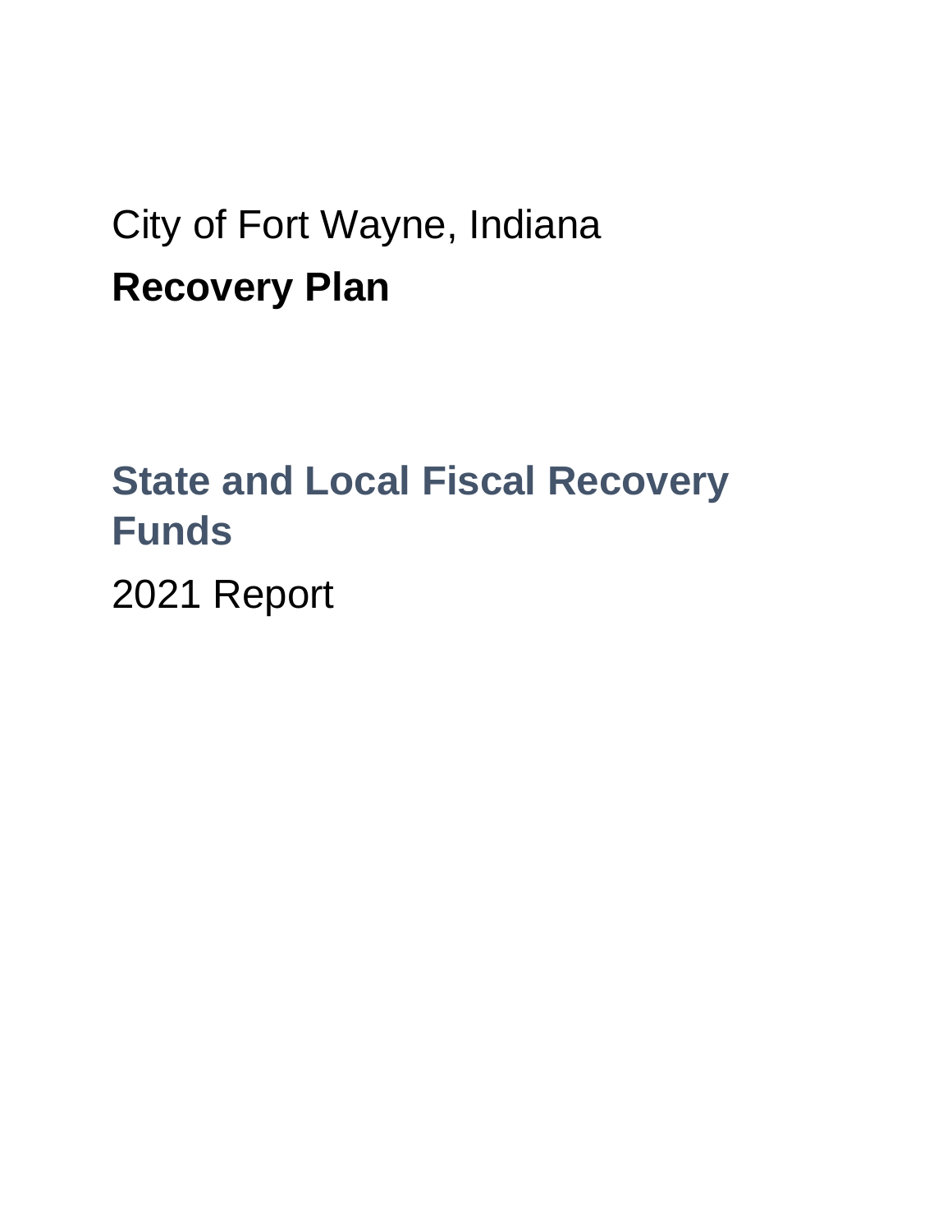City of Fort Wayne, Indiana

# Recovery Plan

## State and Local Fiscal Recovery Funds

2021 Report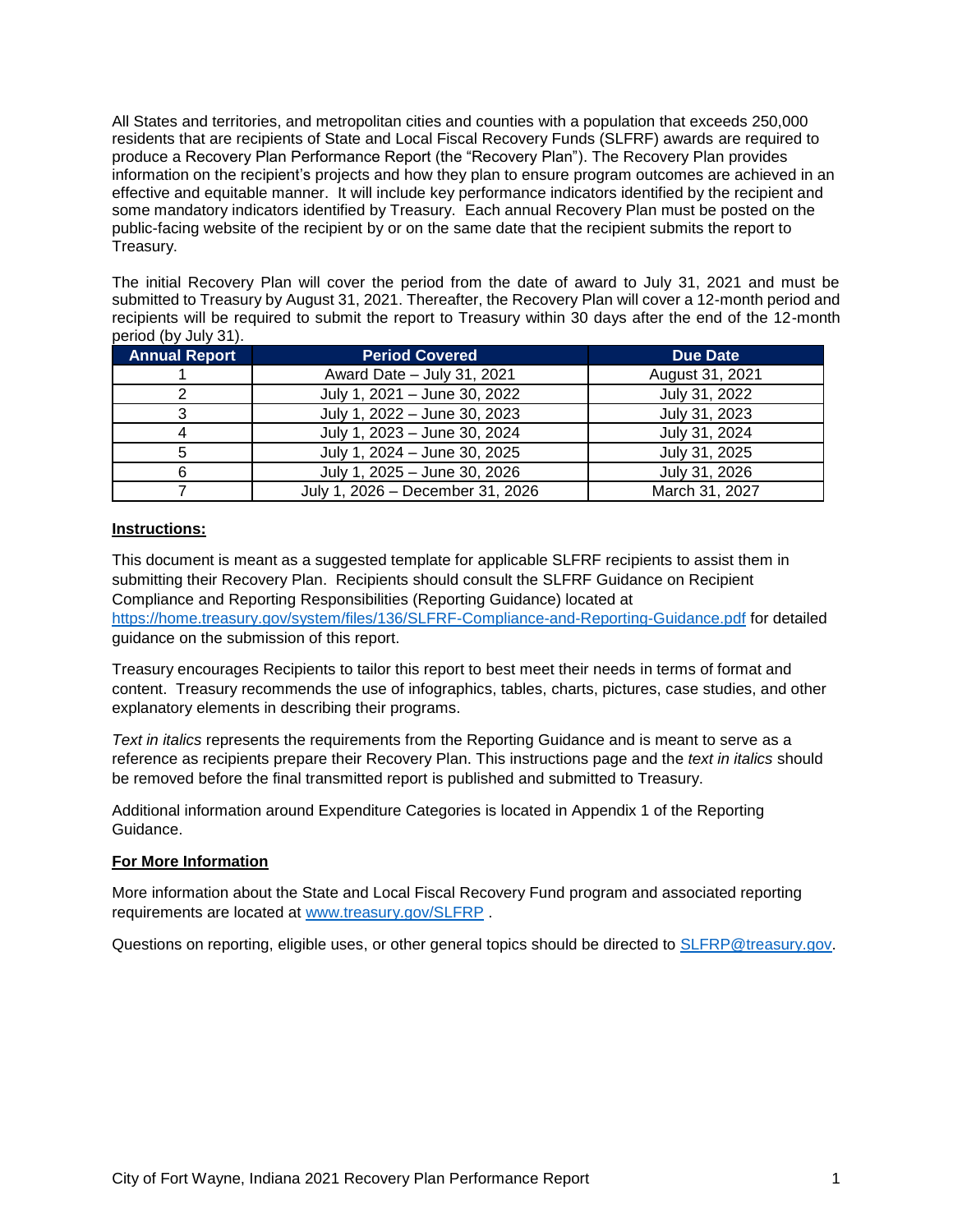All States and territories, and metropolitan cities and counties with a population that exceeds 250,000 residents that are recipients of State and Local Fiscal Recovery Funds (SLFRF) awards are required to produce a Recovery Plan Performance Report (the "Recovery Plan"). The Recovery Plan provides information on the recipient's projects and how they plan to ensure program outcomes are achieved in an effective and equitable manner. It will include key performance indicators identified by the recipient and some mandatory indicators identified by Treasury. Each annual Recovery Plan must be posted on the public-facing website of the recipient by or on the same date that the recipient submits the report to Treasury.

The initial Recovery Plan will cover the period from the date of award to July 31, 2021 and must be submitted to Treasury by August 31, 2021. Thereafter, the Recovery Plan will cover a 12-month period and recipients will be required to submit the report to Treasury within 30 days after the end of the 12-month period (by July 31).

| Annual Report | Period Covered | Due Date |
|---|---|---|
| 1 | Award Date – July 31, 2021 | August 31, 2021 |
| 2 | July 1, 2021 – June 30, 2022 | July 31, 2022 |
| 3 | July 1, 2022 – June 30, 2023 | July 31, 2023 |
| 4 | July 1, 2023 – June 30, 2024 | July 31, 2024 |
| 5 | July 1, 2024 – June 30, 2025 | July 31, 2025 |
| 6 | July 1, 2025 – June 30, 2026 | July 31, 2026 |
| 7 | July 1, 2026 – December 31, 2026 | March 31, 2027 |

**Instructions:**

This document is meant as a suggested template for applicable SLFRF recipients to assist them in submitting their Recovery Plan. Recipients should consult the SLFRF Guidance on Recipient Compliance and Reporting Responsibilities (Reporting Guidance) located at https://home.treasury.gov/system/files/136/SLFRF-Compliance-and-Reporting-Guidance.pdf for detailed guidance on the submission of this report.

Treasury encourages Recipients to tailor this report to best meet their needs in terms of format and content. Treasury recommends the use of infographics, tables, charts, pictures, case studies, and other explanatory elements in describing their programs.

*Text in italics* represents the requirements from the Reporting Guidance and is meant to serve as a reference as recipients prepare their Recovery Plan. This instructions page and the *text in italics* should be removed before the final transmitted report is published and submitted to Treasury.

Additional information around Expenditure Categories is located in Appendix 1 of the Reporting Guidance.

**For More Information**

More information about the State and Local Fiscal Recovery Fund program and associated reporting requirements are located at www.treasury.gov/SLFRP .

Questions on reporting, eligible uses, or other general topics should be directed to SLFRP@treasury.gov.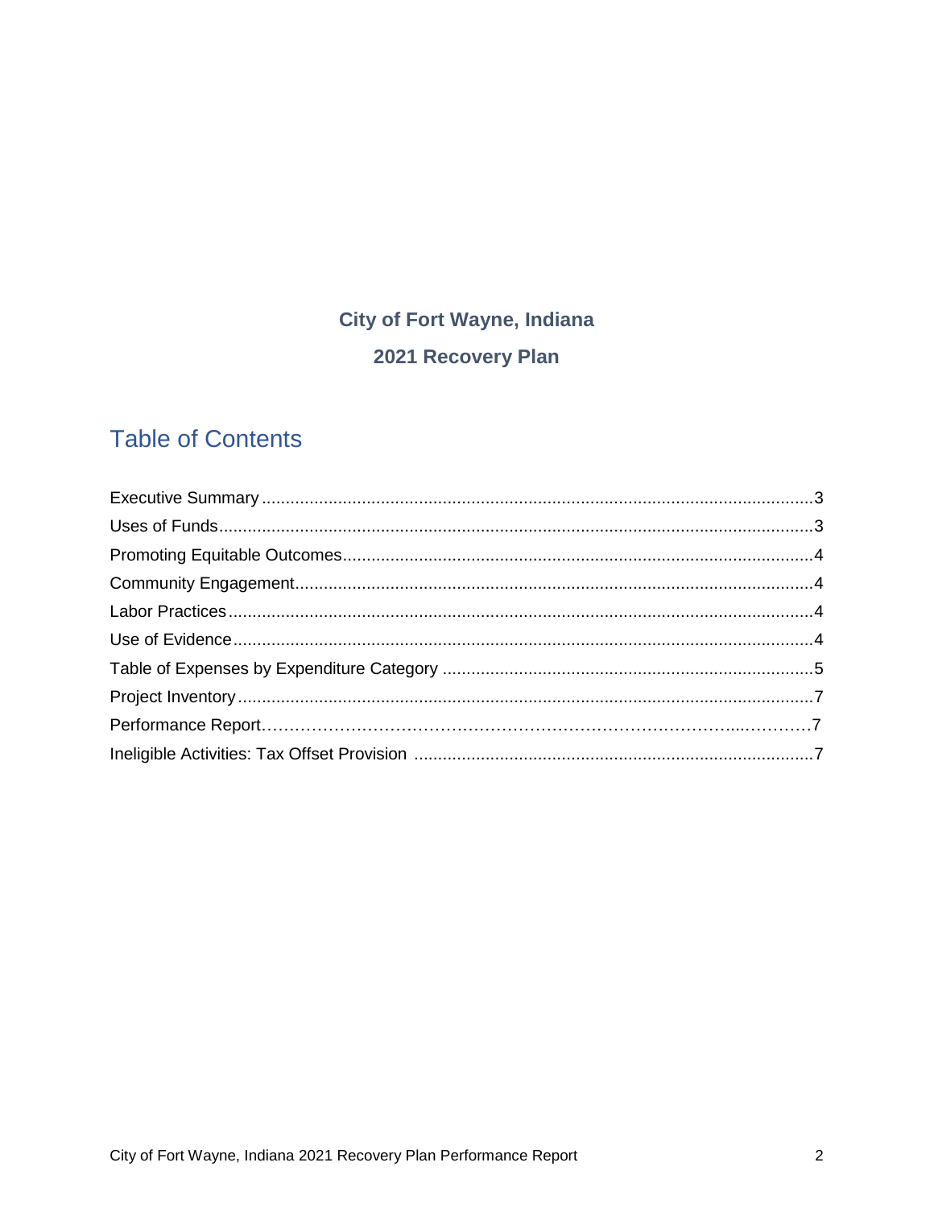**City of Fort Wayne, Indiana**

**2021 Recovery Plan**

## Table of Contents

Executive Summary ....................................................................................................................3
Uses of Funds............................................................................................................................3
Promoting Equitable Outcomes..................................................................................................4
Community Engagement............................................................................................................4
Labor Practices..........................................................................................................................4
Use of Evidence.........................................................................................................................4
Table of Expenses by Expenditure Category .............................................................................5
Project Inventory ........................................................................................................................7
Performance Report……………………………………………………………………...…………7
Ineligible Activities: Tax Offset Provision ...................................................................................7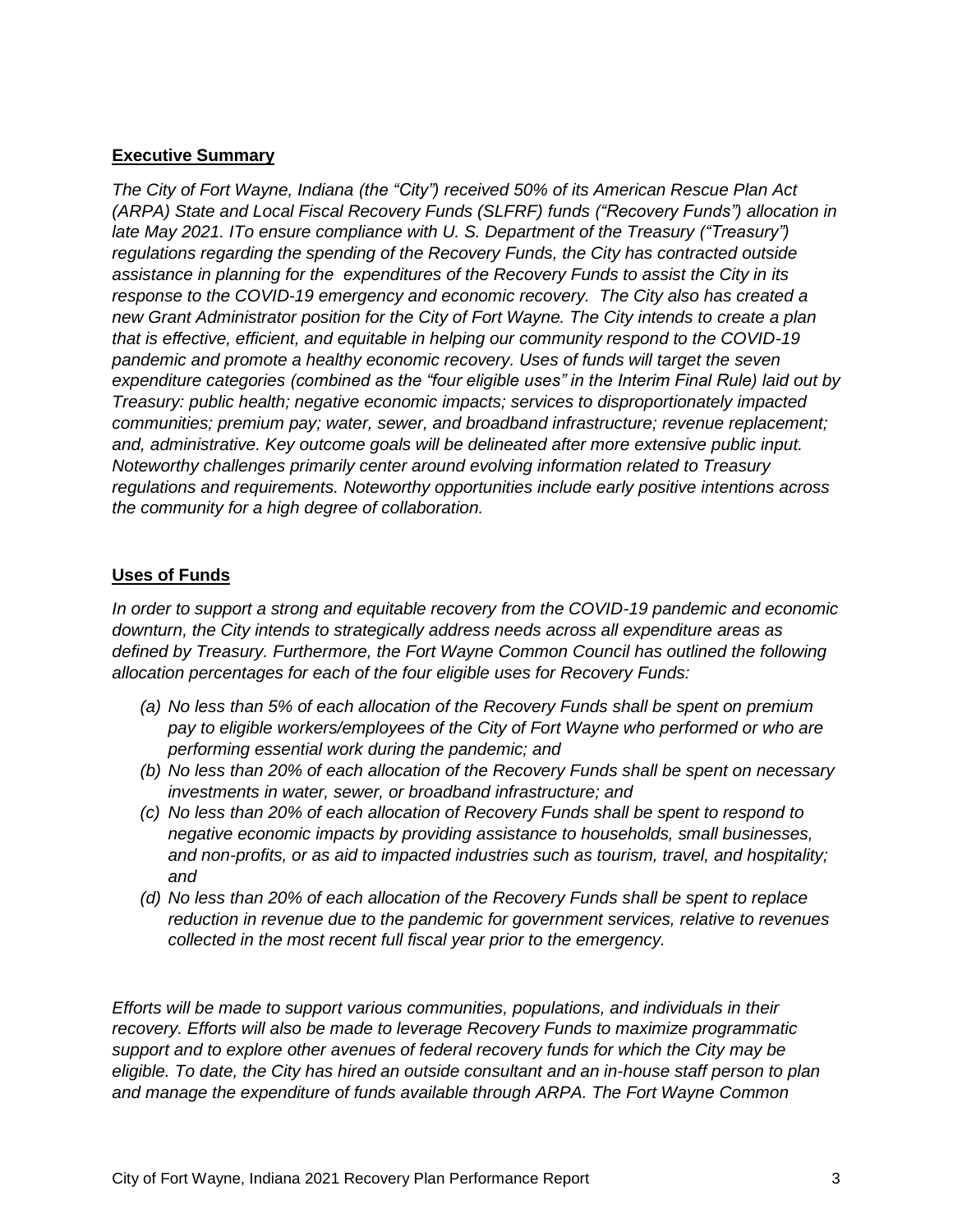## **Executive Summary**

*The City of Fort Wayne, Indiana (the "City") received 50% of its American Rescue Plan Act (ARPA) State and Local Fiscal Recovery Funds (SLFRF) funds ("Recovery Funds") allocation in late May 2021. ITo ensure compliance with U. S. Department of the Treasury ("Treasury") regulations regarding the spending of the Recovery Funds, the City has contracted outside assistance in planning for the expenditures of the Recovery Funds to assist the City in its response to the COVID-19 emergency and economic recovery. The City also has created a new Grant Administrator position for the City of Fort Wayne. The City intends to create a plan that is effective, efficient, and equitable in helping our community respond to the COVID-19 pandemic and promote a healthy economic recovery. Uses of funds will target the seven expenditure categories (combined as the "four eligible uses" in the Interim Final Rule) laid out by Treasury: public health; negative economic impacts; services to disproportionately impacted communities; premium pay; water, sewer, and broadband infrastructure; revenue replacement; and, administrative. Key outcome goals will be delineated after more extensive public input. Noteworthy challenges primarily center around evolving information related to Treasury regulations and requirements. Noteworthy opportunities include early positive intentions across the community for a high degree of collaboration.*

## **Uses of Funds**

*In order to support a strong and equitable recovery from the COVID-19 pandemic and economic downturn, the City intends to strategically address needs across all expenditure areas as defined by Treasury. Furthermore, the Fort Wayne Common Council has outlined the following allocation percentages for each of the four eligible uses for Recovery Funds:*

- *(a) No less than 5% of each allocation of the Recovery Funds shall be spent on premium pay to eligible workers/employees of the City of Fort Wayne who performed or who are performing essential work during the pandemic; and*
- *(b) No less than 20% of each allocation of the Recovery Funds shall be spent on necessary investments in water, sewer, or broadband infrastructure; and*
- *(c) No less than 20% of each allocation of Recovery Funds shall be spent to respond to negative economic impacts by providing assistance to households, small businesses, and non-profits, or as aid to impacted industries such as tourism, travel, and hospitality; and*
- *(d) No less than 20% of each allocation of the Recovery Funds shall be spent to replace reduction in revenue due to the pandemic for government services, relative to revenues collected in the most recent full fiscal year prior to the emergency.*

*Efforts will be made to support various communities, populations, and individuals in their recovery. Efforts will also be made to leverage Recovery Funds to maximize programmatic support and to explore other avenues of federal recovery funds for which the City may be eligible. To date, the City has hired an outside consultant and an in-house staff person to plan and manage the expenditure of funds available through ARPA. The Fort Wayne Common*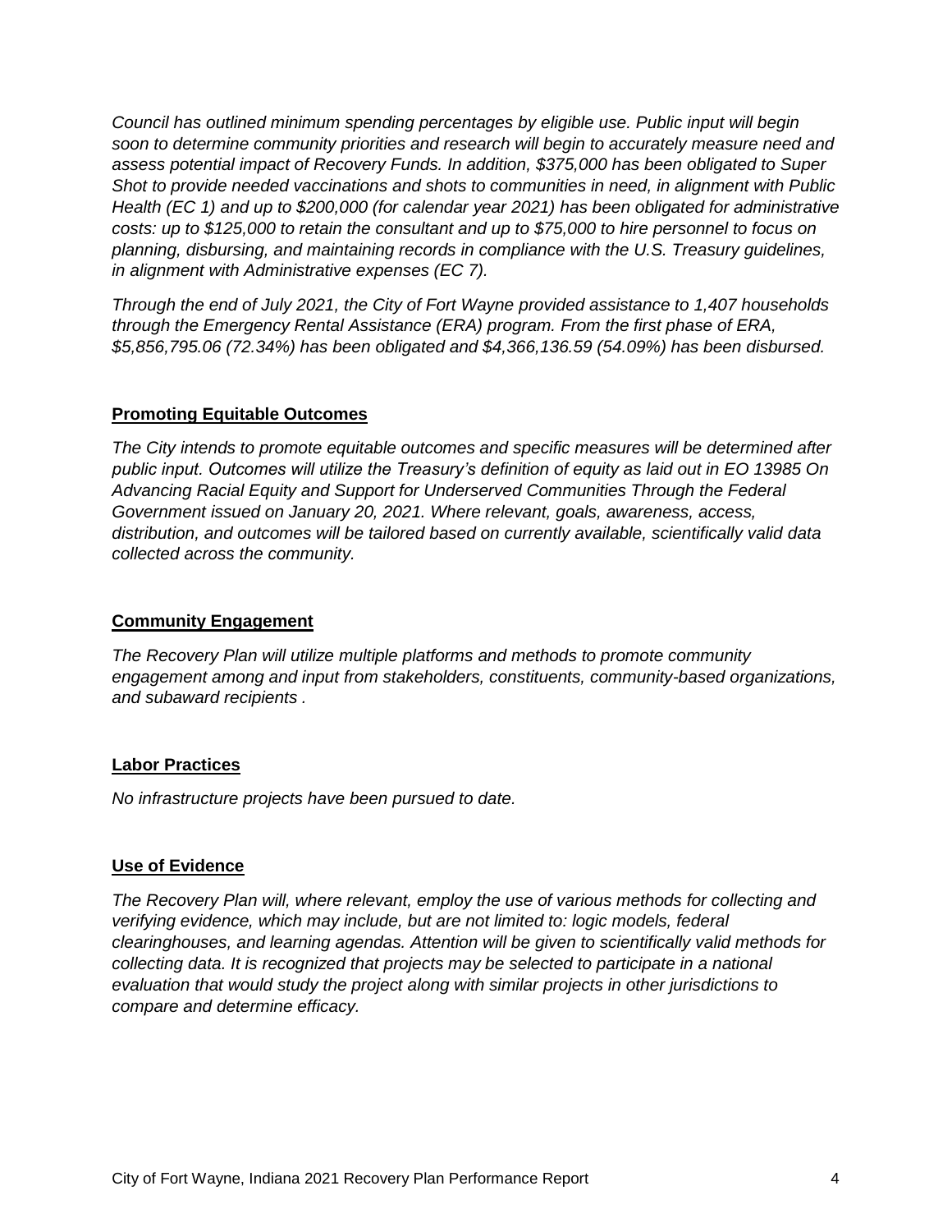*Council has outlined minimum spending percentages by eligible use. Public input will begin soon to determine community priorities and research will begin to accurately measure need and assess potential impact of Recovery Funds. In addition, $375,000 has been obligated to Super Shot to provide needed vaccinations and shots to communities in need, in alignment with Public Health (EC 1) and up to $200,000 (for calendar year 2021) has been obligated for administrative costs: up to $125,000 to retain the consultant and up to $75,000 to hire personnel to focus on planning, disbursing, and maintaining records in compliance with the U.S. Treasury guidelines, in alignment with Administrative expenses (EC 7).*

*Through the end of July 2021, the City of Fort Wayne provided assistance to 1,407 households through the Emergency Rental Assistance (ERA) program. From the first phase of ERA, $5,856,795.06 (72.34%) has been obligated and $4,366,136.59 (54.09%) has been disbursed.*

## Promoting Equitable Outcomes

*The City intends to promote equitable outcomes and specific measures will be determined after public input. Outcomes will utilize the Treasury's definition of equity as laid out in EO 13985 On Advancing Racial Equity and Support for Underserved Communities Through the Federal Government issued on January 20, 2021. Where relevant, goals, awareness, access, distribution, and outcomes will be tailored based on currently available, scientifically valid data collected across the community.*

## Community Engagement

*The Recovery Plan will utilize multiple platforms and methods to promote community engagement among and input from stakeholders, constituents, community-based organizations, and subaward recipients .*

## Labor Practices

*No infrastructure projects have been pursued to date.*

## Use of Evidence

*The Recovery Plan will, where relevant, employ the use of various methods for collecting and verifying evidence, which may include, but are not limited to: logic models, federal clearinghouses, and learning agendas. Attention will be given to scientifically valid methods for collecting data. It is recognized that projects may be selected to participate in a national evaluation that would study the project along with similar projects in other jurisdictions to compare and determine efficacy.*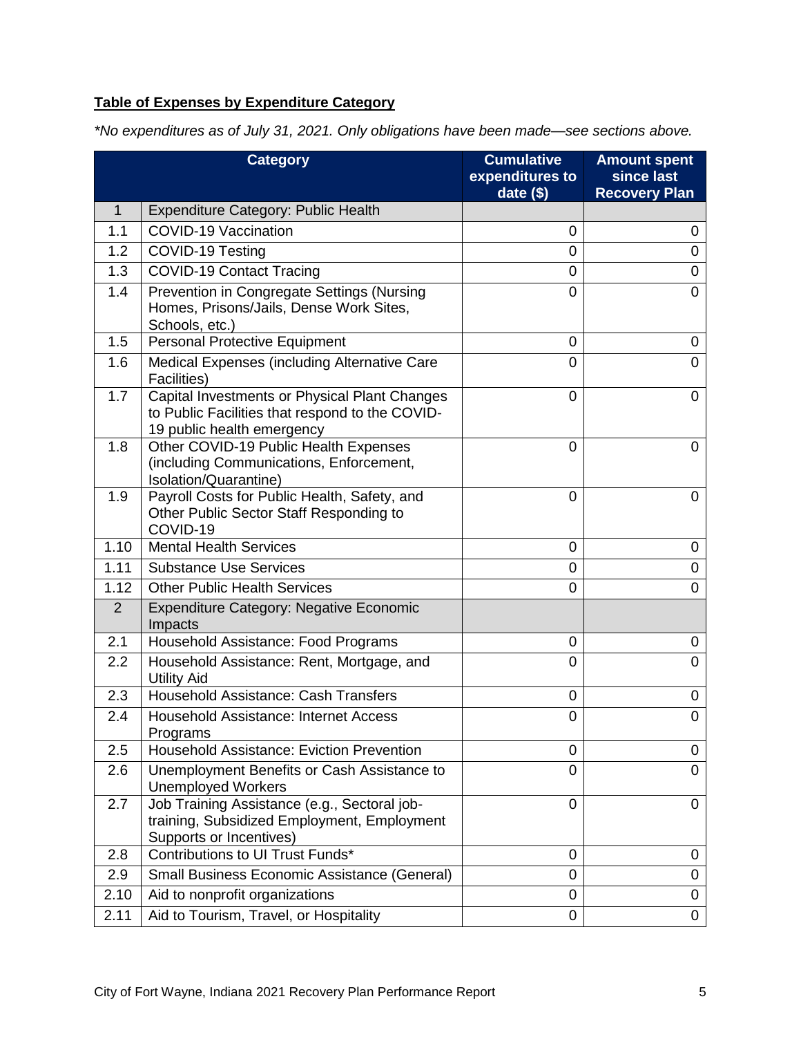**Table of Expenses by Expenditure Category**

*\*No expenditures as of July 31, 2021. Only obligations have been made—see sections above.*

| | Category | Cumulative expenditures to date ($) | Amount spent since last Recovery Plan |
|---|---|---|---|
| 1 | Expenditure Category: Public Health | | |
| 1.1 | COVID-19 Vaccination | 0 | 0 |
| 1.2 | COVID-19 Testing | 0 | 0 |
| 1.3 | COVID-19 Contact Tracing | 0 | 0 |
| 1.4 | Prevention in Congregate Settings (Nursing Homes, Prisons/Jails, Dense Work Sites, Schools, etc.) | 0 | 0 |
| 1.5 | Personal Protective Equipment | 0 | 0 |
| 1.6 | Medical Expenses (including Alternative Care Facilities) | 0 | 0 |
| 1.7 | Capital Investments or Physical Plant Changes to Public Facilities that respond to the COVID-19 public health emergency | 0 | 0 |
| 1.8 | Other COVID-19 Public Health Expenses (including Communications, Enforcement, Isolation/Quarantine) | 0 | 0 |
| 1.9 | Payroll Costs for Public Health, Safety, and Other Public Sector Staff Responding to COVID-19 | 0 | 0 |
| 1.10 | Mental Health Services | 0 | 0 |
| 1.11 | Substance Use Services | 0 | 0 |
| 1.12 | Other Public Health Services | 0 | 0 |
| 2 | Expenditure Category: Negative Economic Impacts | | |
| 2.1 | Household Assistance: Food Programs | 0 | 0 |
| 2.2 | Household Assistance: Rent, Mortgage, and Utility Aid | 0 | 0 |
| 2.3 | Household Assistance: Cash Transfers | 0 | 0 |
| 2.4 | Household Assistance: Internet Access Programs | 0 | 0 |
| 2.5 | Household Assistance: Eviction Prevention | 0 | 0 |
| 2.6 | Unemployment Benefits or Cash Assistance to Unemployed Workers | 0 | 0 |
| 2.7 | Job Training Assistance (e.g., Sectoral job-training, Subsidized Employment, Employment Supports or Incentives) | 0 | 0 |
| 2.8 | Contributions to UI Trust Funds* | 0 | 0 |
| 2.9 | Small Business Economic Assistance (General) | 0 | 0 |
| 2.10 | Aid to nonprofit organizations | 0 | 0 |
| 2.11 | Aid to Tourism, Travel, or Hospitality | 0 | 0 |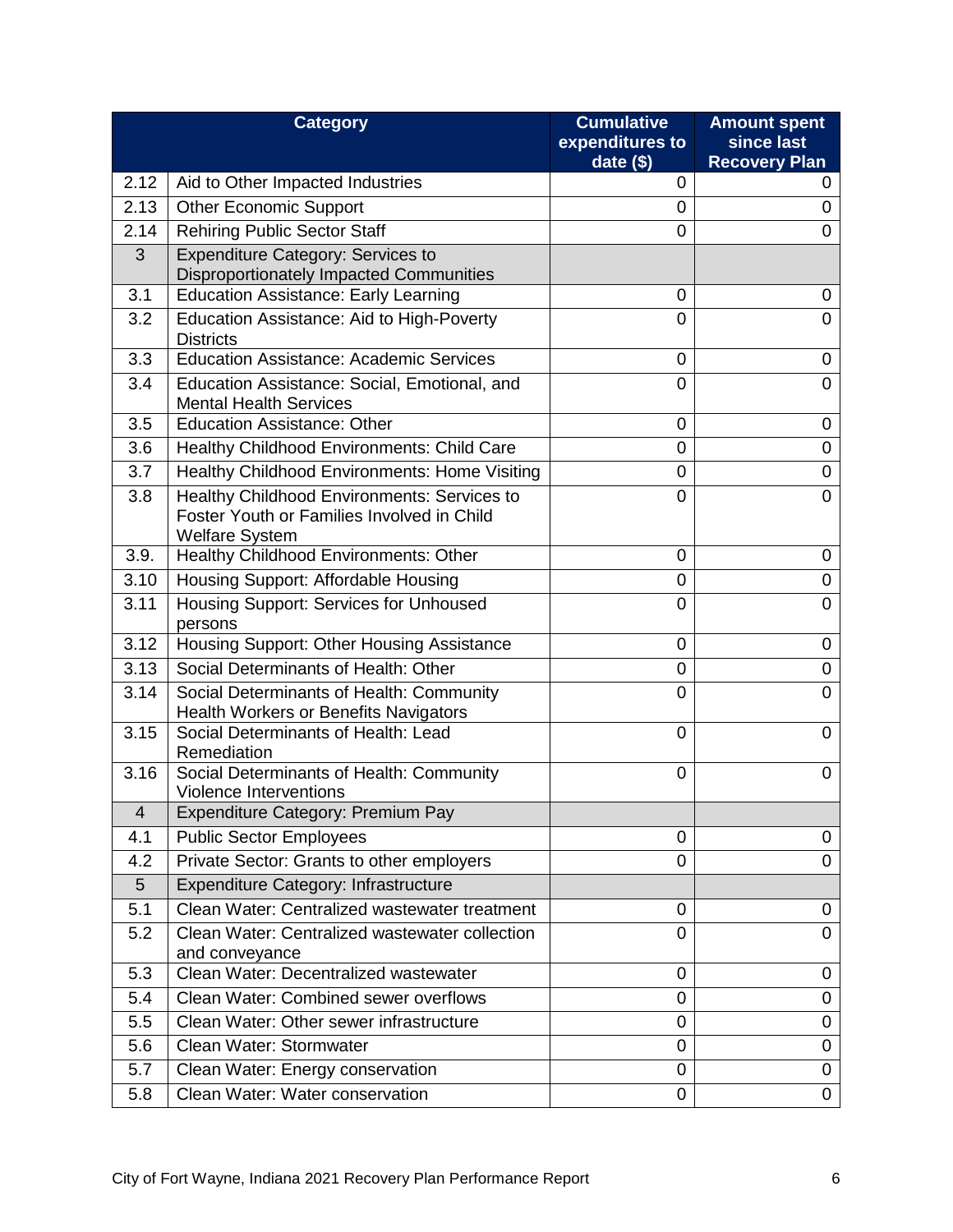| | Category | Cumulative expenditures to date ($) | Amount spent since last Recovery Plan |
|---|---|---|---|
| 2.12 | Aid to Other Impacted Industries | 0 | 0 |
| 2.13 | Other Economic Support | 0 | 0 |
| 2.14 | Rehiring Public Sector Staff | 0 | 0 |
| 3 | Expenditure Category: Services to Disproportionately Impacted Communities | | |
| 3.1 | Education Assistance: Early Learning | 0 | 0 |
| 3.2 | Education Assistance: Aid to High-Poverty Districts | 0 | 0 |
| 3.3 | Education Assistance: Academic Services | 0 | 0 |
| 3.4 | Education Assistance: Social, Emotional, and Mental Health Services | 0 | 0 |
| 3.5 | Education Assistance: Other | 0 | 0 |
| 3.6 | Healthy Childhood Environments: Child Care | 0 | 0 |
| 3.7 | Healthy Childhood Environments: Home Visiting | 0 | 0 |
| 3.8 | Healthy Childhood Environments: Services to Foster Youth or Families Involved in Child Welfare System | 0 | 0 |
| 3.9. | Healthy Childhood Environments: Other | 0 | 0 |
| 3.10 | Housing Support: Affordable Housing | 0 | 0 |
| 3.11 | Housing Support: Services for Unhoused persons | 0 | 0 |
| 3.12 | Housing Support: Other Housing Assistance | 0 | 0 |
| 3.13 | Social Determinants of Health: Other | 0 | 0 |
| 3.14 | Social Determinants of Health: Community Health Workers or Benefits Navigators | 0 | 0 |
| 3.15 | Social Determinants of Health: Lead Remediation | 0 | 0 |
| 3.16 | Social Determinants of Health: Community Violence Interventions | 0 | 0 |
| 4 | Expenditure Category: Premium Pay | | |
| 4.1 | Public Sector Employees | 0 | 0 |
| 4.2 | Private Sector: Grants to other employers | 0 | 0 |
| 5 | Expenditure Category: Infrastructure | | |
| 5.1 | Clean Water: Centralized wastewater treatment | 0 | 0 |
| 5.2 | Clean Water: Centralized wastewater collection and conveyance | 0 | 0 |
| 5.3 | Clean Water: Decentralized wastewater | 0 | 0 |
| 5.4 | Clean Water: Combined sewer overflows | 0 | 0 |
| 5.5 | Clean Water: Other sewer infrastructure | 0 | 0 |
| 5.6 | Clean Water: Stormwater | 0 | 0 |
| 5.7 | Clean Water: Energy conservation | 0 | 0 |
| 5.8 | Clean Water: Water conservation | 0 | 0 |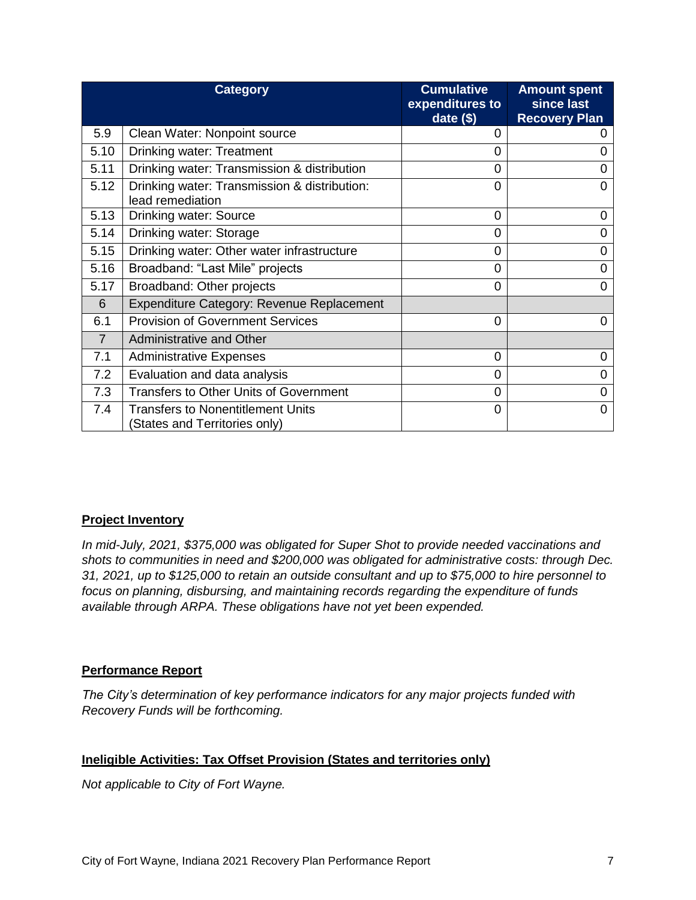| | Category | Cumulative expenditures to date ($) | Amount spent since last Recovery Plan |
|---|---|---|---|
| 5.9 | Clean Water: Nonpoint source | 0 | 0 |
| 5.10 | Drinking water: Treatment | 0 | 0 |
| 5.11 | Drinking water: Transmission & distribution | 0 | 0 |
| 5.12 | Drinking water: Transmission & distribution: lead remediation | 0 | 0 |
| 5.13 | Drinking water: Source | 0 | 0 |
| 5.14 | Drinking water: Storage | 0 | 0 |
| 5.15 | Drinking water: Other water infrastructure | 0 | 0 |
| 5.16 | Broadband: "Last Mile" projects | 0 | 0 |
| 5.17 | Broadband: Other projects | 0 | 0 |
| 6 | Expenditure Category: Revenue Replacement | | |
| 6.1 | Provision of Government Services | 0 | 0 |
| 7 | Administrative and Other | | |
| 7.1 | Administrative Expenses | 0 | 0 |
| 7.2 | Evaluation and data analysis | 0 | 0 |
| 7.3 | Transfers to Other Units of Government | 0 | 0 |
| 7.4 | Transfers to Nonentitlement Units (States and Territories only) | 0 | 0 |

## Project Inventory

*In mid-July, 2021, $375,000 was obligated for Super Shot to provide needed vaccinations and shots to communities in need and $200,000 was obligated for administrative costs: through Dec. 31, 2021, up to $125,000 to retain an outside consultant and up to $75,000 to hire personnel to focus on planning, disbursing, and maintaining records regarding the expenditure of funds available through ARPA. These obligations have not yet been expended.*

## Performance Report

*The City's determination of key performance indicators for any major projects funded with Recovery Funds will be forthcoming.*

## Ineligible Activities: Tax Offset Provision (States and territories only)

*Not applicable to City of Fort Wayne.*